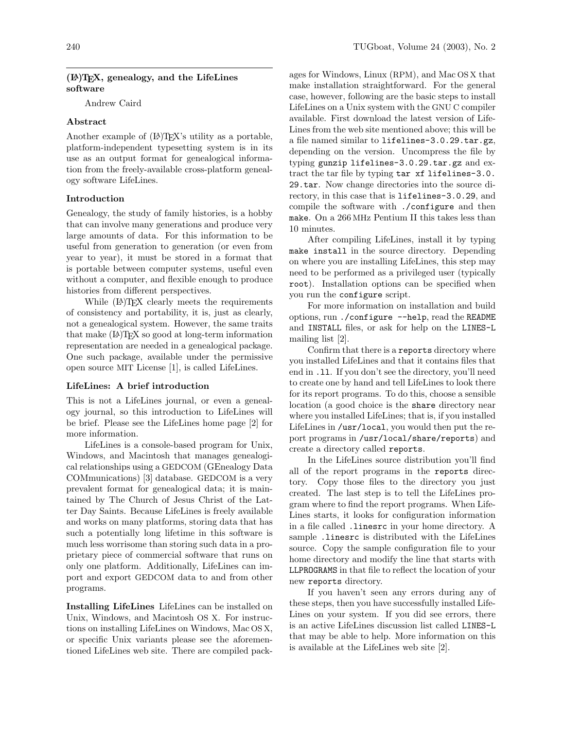## (LA)TEX, genealogy, and the LifeLines software

Andrew Caird

### Abstract

Another example of (LA)TEX's utility as a portable, platform-independent typesetting system is in its use as an output format for genealogical information from the freely-available cross-platform genealogy software LifeLines.

### Introduction

Genealogy, the study of family histories, is a hobby that can involve many generations and produce very large amounts of data. For this information to be useful from generation to generation (or even from year to year), it must be stored in a format that is portable between computer systems, useful even without a computer, and flexible enough to produce histories from different perspectives.

While (LA)TEX clearly meets the requirements of consistency and portability, it is, just as clearly, not a genealogical system. However, the same traits that make (LA)TEX so good at long-term information representation are needed in a genealogical package. One such package, available under the permissive open source MIT License [1], is called LifeLines.

### LifeLines: A brief introduction

This is not a LifeLines journal, or even a genealogy journal, so this introduction to LifeLines will be brief. Please see the LifeLines home page [2] for more information.

LifeLines is a console-based program for Unix, Windows, and Macintosh that manages genealogical relationships using a GEDCOM (GEnealogy Data COMmunications) [3] database. GEDCOM is a very prevalent format for genealogical data; it is maintained by The Church of Jesus Christ of the Latter Day Saints. Because LifeLines is freely available and works on many platforms, storing data that has such a potentially long lifetime in this software is much less worrisome than storing such data in a proprietary piece of commercial software that runs on only one platform. Additionally, LifeLines can import and export GEDCOM data to and from other programs.

**Installing LifeLines** LifeLines can be installed on Unix, Windows, and Macintosh OS X. For instructions on installing LifeLines on Windows, Mac OS X, or specific Unix variants please see the aforementioned LifeLines web site. There are compiled packages for Windows, Linux (RPM), and Mac OS X that make installation straightforward. For the general case, however, following are the basic steps to install LifeLines on a Unix system with the GNU C compiler available. First download the latest version of LifeLines from the web site mentioned above; this will be a file named similar to `lifelines-3.0.29.tar.gz`, depending on the version. Uncompress the file by typing `gunzip lifelines-3.0.29.tar.gz` and extract the tar file by typing `tar xf lifelines-3.0.29.tar`. Now change directories into the source directory, in this case that is `lifelines-3.0.29`, and compile the software with `./configure` and then `make`. On a 266 MHz Pentium II this takes less than 10 minutes.

After compiling LifeLines, install it by typing `make install` in the source directory. Depending on where you are installing LifeLines, this step may need to be performed as a privileged user (typically `root`). Installation options can be specified when you run the `configure` script.

For more information on installation and build options, run `./configure --help`, read the `README` and `INSTALL` files, or ask for help on the `LINES-L` mailing list [2].

Confirm that there is a `reports` directory where you installed LifeLines and that it contains files that end in `.ll`. If you don't see the directory, you'll need to create one by hand and tell LifeLines to look there for its report programs. To do this, choose a sensible location (a good choice is the `share` directory near where you installed LifeLines; that is, if you installed LifeLines in `/usr/local`, you would then put the report programs in `/usr/local/share/reports`) and create a directory called `reports`.

In the LifeLines source distribution you'll find all of the report programs in the `reports` directory. Copy those files to the directory you just created. The last step is to tell the LifeLines program where to find the report programs. When LifeLines starts, it looks for configuration information in a file called `.linesrc` in your home directory. A sample `.linesrc` is distributed with the LifeLines source. Copy the sample configuration file to your home directory and modify the line that starts with `LLPROGRAMS` in that file to reflect the location of your new `reports` directory.

If you haven't seen any errors during any of these steps, then you have successfully installed LifeLines on your system. If you did see errors, there is an active LifeLines discussion list called `LINES-L` that may be able to help. More information on this is available at the LifeLines web site [2].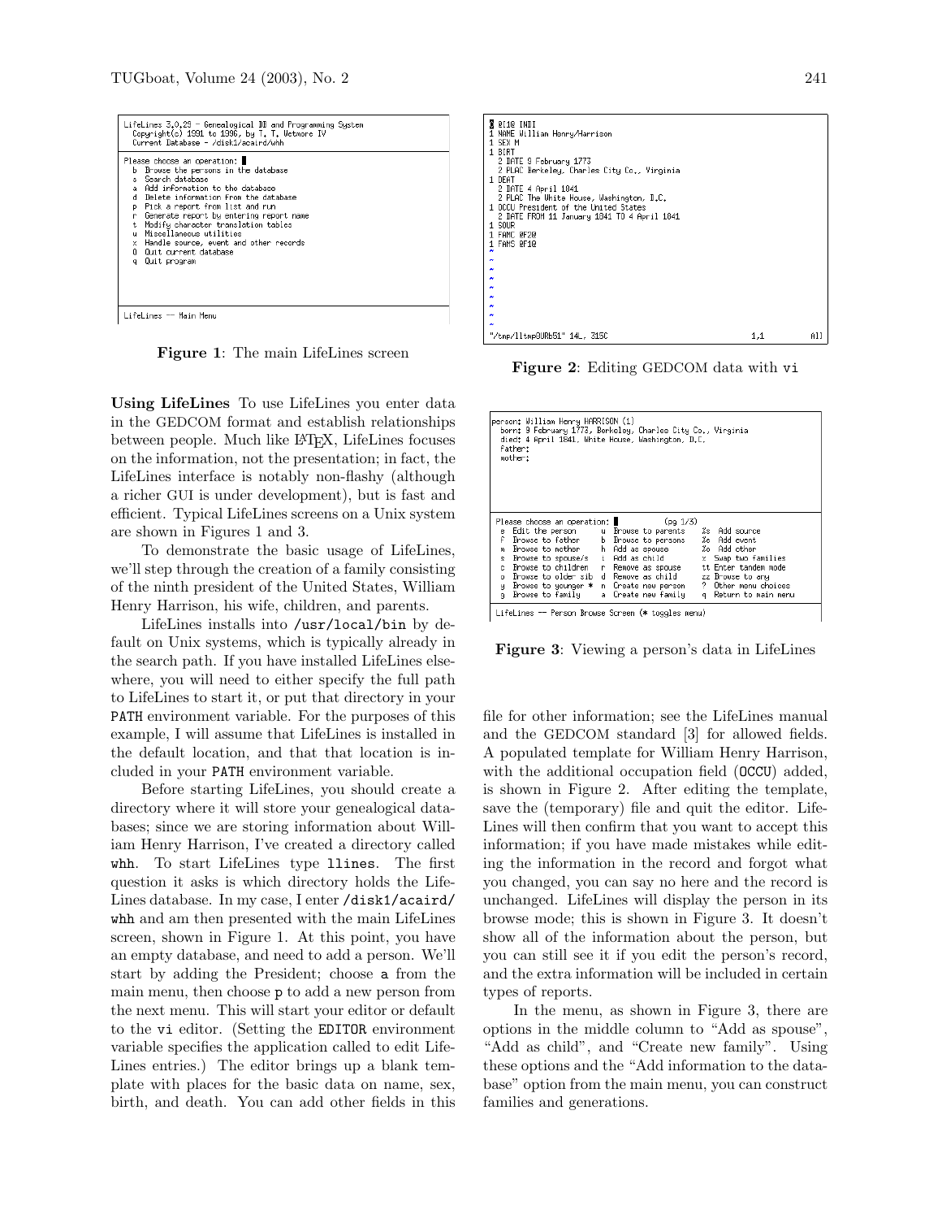```
LifeLines 3.0.29 - Genealogical DB and Programming System
  Copyright(c) 1991 to 1996, by T. T. Wetmore IV
  Current Database - /disk1/acaird/whh

Please choose an operation: █
  b  Browse the persons in the database
  s  Search database
  a  Add information to the database
  d  Delete information from the database
  p  Pick a report from list and run
  r  Generate report by entering report name
  t  Modify character translation tables
  u  Miscellaneous utilities
  x  Handle source, event and other records
  Q  Quit current database
  q  Quit program

LifeLines -- Main Menu
```

**Figure 1**: The main LifeLines screen

```
0 @I1@ INDI
1 NAME William Henry/Harrison
1 SEX M
1 BIRT
  2 DATE 9 February 1773
  2 PLAC Berkeley, Charles City Co., Virginia
1 DEAT
  2 DATE 4 April 1841
  2 PLAC The White House, Washington, D.C.
1 OCCU President of the United States
  2 DATE FROM 11 January 1841 TO 4 April 1841
1 SOUR
1 FAMC @F2@
1 FAMS @F1@
~
~
~
"/tmp/lltmp0URb51" 14L, 315C                    1,1          All
```

**Figure 2**: Editing GEDCOM data with vi

**Using LifeLines** To use LifeLines you enter data in the GEDCOM format and establish relationships between people. Much like LaTeX, LifeLines focuses on the information, not the presentation; in fact, the LifeLines interface is notably non-flashy (although a richer GUI is under development), but is fast and efficient. Typical LifeLines screens on a Unix system are shown in Figures 1 and 3.

To demonstrate the basic usage of LifeLines, we'll step through the creation of a family consisting of the ninth president of the United States, William Henry Harrison, his wife, children, and parents.

LifeLines installs into `/usr/local/bin` by default on Unix systems, which is typically already in the search path. If you have installed LifeLines elsewhere, you will need to either specify the full path to LifeLines to start it, or put that directory in your `PATH` environment variable. For the purposes of this example, I will assume that LifeLines is installed in the default location, and that that location is included in your `PATH` environment variable.

Before starting LifeLines, you should create a directory where it will store your genealogical databases; since we are storing information about William Henry Harrison, I've created a directory called `whh`. To start LifeLines type `llines`. The first question it asks is which directory holds the LifeLines database. In my case, I enter `/disk1/acaird/whh` and am then presented with the main LifeLines screen, shown in Figure 1. At this point, you have an empty database, and need to add a person. We'll start by adding the President; choose `a` from the main menu, then choose `p` to add a new person from the next menu. This will start your editor or default to the `vi` editor. (Setting the `EDITOR` environment variable specifies the application called to edit LifeLines entries.) The editor brings up a blank template with places for the basic data on name, sex, birth, and death. You can add other fields in this

```
person: William Henry HARRISON (1)
  born: 9 February 1773, Berkeley, Charles City Co., Virginia
  died: 4 April 1841, White House, Washington, D.C.
  father:
  mother:

Please choose an operation: █              (pg 1/3)
  e  Edit the person      u  Browse to parents    %s  Add source
  f  Browse to father     b  Browse to persons    %e  Add event
  m  Browse to mother     h  Add as spouse        %o  Add other
  s  Browse to spouse/s   i  Add as child          x  Swap two families
  c  Browse to children   r  Remove as spouse     tt  Enter tandem mode
  o  Browse to older sib  d  Remove as child      zz  Browse to any
  y  Browse to younger *  n  Create new person     ?  Other menu choices
  g  Browse to family     a  Create new family     q  Return to main menu

LifeLines -- Person Browse Screen (* toggles menu)
```

**Figure 3**: Viewing a person's data in LifeLines

file for other information; see the LifeLines manual and the GEDCOM standard [3] for allowed fields. A populated template for William Henry Harrison, with the additional occupation field (`OCCU`) added, is shown in Figure 2. After editing the template, save the (temporary) file and quit the editor. LifeLines will then confirm that you want to accept this information; if you have made mistakes while editing the information in the record and forgot what you changed, you can say no here and the record is unchanged. LifeLines will display the person in its browse mode; this is shown in Figure 3. It doesn't show all of the information about the person, but you can still see it if you edit the person's record, and the extra information will be included in certain types of reports.

In the menu, as shown in Figure 3, there are options in the middle column to "Add as spouse", "Add as child", and "Create new family". Using these options and the "Add information to the database" option from the main menu, you can construct families and generations.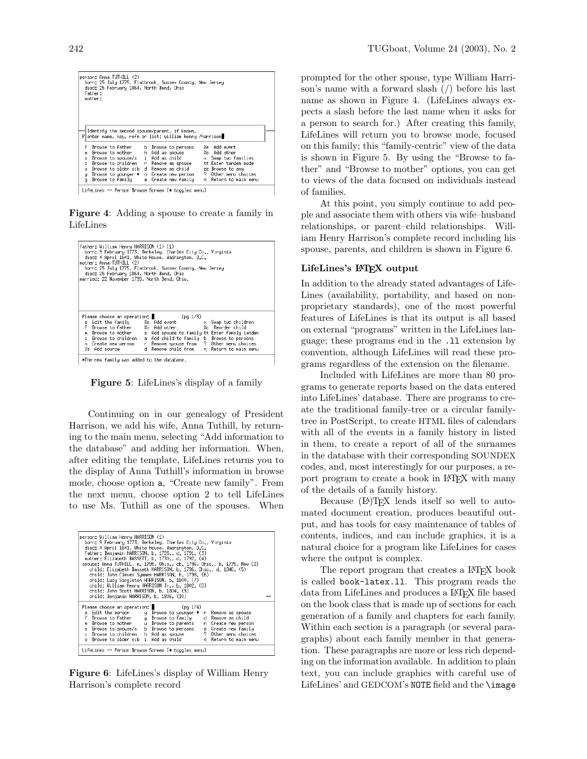```
person: Anna TUTHILL (2)
  born: 25 July 1775, Flatbrook, Sussex County, New Jersey
  died: 25 February 1864, North Bend, Ohio
  father:
  mother:

Identify the second spouse/parent, if known.
enter name, key, refn or list: william henry /harrison

f  Browse to father     b  Browse to persons    %e  Add event
m  Browse to mother     h  Add as spouse        %o  Add other
s  Browse to spouse/s   i  Add as child         x  Swap two families
c  Browse to children   r  Remove as spouse     tt Enter tandem mode
o  Browse to older sib  d  Remove as child      zz Browse to any
y  Browse to younger *  n  Create new person    ?  Other menu choices
g  Browse to family     a  Create new family    q  Return to main menu

LifeLines -- Person Browse Screen (* toggles menu)
```

**Figure 4**: Adding a spouse to create a family in LifeLines

```
father: William Henry HARRISON (1) (1)
  born: 9 February 1773, Berkeley, Charles City Co., Virginia
  died: 4 April 1841, White House, Washington, D.C.
mother: Anna TUTHILL (2)
  born: 25 July 1775, Flatbrook, Sussex County, New Jersey
  died: 25 February 1864, North Bend, Ohio
married: 22 November 1795, North Bend, Ohio.

Please choose an operation:            (pg 1/3)
 e  Edit the family      %e  Add event         x  Swap two children
 f  Browse to father     %o  Add other         %c  Reorder child
 m  Browse to mother     s  Add spouse to family tt Enter family tandem
 c  Browse to children   a  Add child to family  b  Browse to persons
 n  Create new person    r  Remove spouse from   ?  Other menu choices
 %s  Add source          d  Remove child from    q  Return to main menu

*The new family was added to the database.
```

**Figure 5**: LifeLines's display of a family

Continuing on in our genealogy of President Harrison, we add his wife, Anna Tuthill, by returning to the main menu, selecting "Add information to the database" and adding her information. When, after editing the template, LifeLines returns you to the display of Anna Tuthill's information in browse mode, choose option `a`, "Create new family". From the next menu, choose option 2 to tell LifeLines to use Ms. Tuthill as one of the spouses. When prompted for the other spouse, type William Harrison's name with a forward slash (/) before his last name as shown in Figure 4. (LifeLines always expects a slash before the last name when it asks for a person to search for.) After creating this family, LifeLines will return you to browse mode, focused on this family; this "family-centric" view of the data is shown in Figure 5. By using the "Browse to father" and "Browse to mother" options, you can get to views of the data focused on individuals instead of families.

```
person: William Henry HARRISON (1)
  born: 9 February 1773, Berkeley, Charles City Co., Virginia
  died: 4 April 1841, White House, Washington, D.C.
  father: Benjamin HARRISON, b. 1726,, d. 1791, (3)
  mother: Elizabeth BASSETT, b. 1730,, d. 1792, (4)
  spouse: Anna TUTHILL, m. 1795, Ohio,, cb. 1795, Ohio,, b. 1775, New (2)
    child: Elizabeth Bassett HARRISON, b. 1796, Ohio,, d. 1846, (5)
    child: John Cleves Symmes HARRISON, b. 1798, (6)
    child: Lucy Singleton HARRISON, b. 1800, (7)
    child: William Henry HARRISON Jr., b. 1802, (8)
    child: John Scott HARRISON, b. 1804, (9)
    child: Benjamin HARRISON, b. 1806, (10)                          ++

Please choose an operation:            (pg 1/4)
 e  Edit the person     y  Browse to younger *  r  Remove as spouse
 f  Browse to father    g  Browse to family     d  Remove as child
 m  Browse to mother    u  Browse to parents    n  Create new person
 s  Browse to spouse/s  b  Browse to persons    a  Create new family
 c  Browse to children  h  Add as spouse        ?  Other menu choices
 o  Browse to older sib i  Add as child         q  Return to main menu

LifeLines -- Person Browse Screen (* toggles menu)
```

**Figure 6**: LifeLines's display of William Henry Harrison's complete record

At this point, you simply continue to add people and associate them with others via wife–husband relationships, or parent–child relationships. William Henry Harrison's complete record including his spouse, parents, and children is shown in Figure 6.

### LifeLines's LaTeX output

In addition to the already stated advantages of LifeLines (availability, portability, and based on non-proprietary standards), one of the most powerful features of LifeLines is that its output is all based on external "programs" written in the LifeLines language; these programs end in the `.ll` extension by convention, although LifeLines will read these programs regardless of the extension on the filename.

Included with LifeLines are more than 80 programs to generate reports based on the data entered into LifeLines' database. There are programs to create the traditional family-tree or a circular family-tree in PostScript, to create HTML files of calendars with all of the events in a family history in listed in them, to create a report of all of the surnames in the database with their corresponding SOUNDEX codes, and, most interestingly for our purposes, a report program to create a book in LaTeX with many of the details of a family history.

Because (La)TeX lends itself so well to automated document creation, produces beautiful output, and has tools for easy maintenance of tables of contents, indices, and can include graphics, it is a natural choice for a program like LifeLines for cases where the output is complex.

The report program that creates a LaTeX book is called `book-latex.ll`. This program reads the data from LifeLines and produces a LaTeX file based on the book class that is made up of sections for each generation of a family and chapters for each family. Within each section is a paragraph (or several paragraphs) about each family member in that generation. These paragraphs are more or less rich depending on the information available. In addition to plain text, you can include graphics with careful use of LifeLines' and GEDCOM's `NOTE` field and the `\image`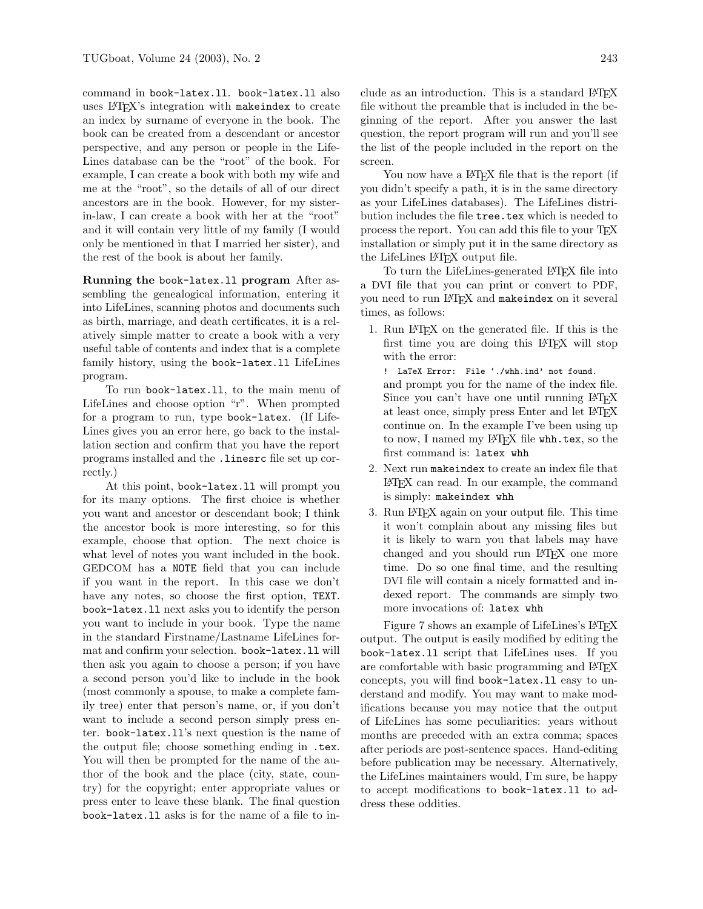command in `book-latex.ll`. `book-latex.ll` also uses LaTeX's integration with `makeindex` to create an index by surname of everyone in the book. The book can be created from a descendant or ancestor perspective, and any person or people in the LifeLines database can be the "root" of the book. For example, I can create a book with both my wife and me at the "root", so the details of all of our direct ancestors are in the book. However, for my sister-in-law, I can create a book with her at the "root" and it will contain very little of my family (I would only be mentioned in that I married her sister), and the rest of the book is about her family.

**Running the `book-latex.ll` program** After assembling the genealogical information, entering it into LifeLines, scanning photos and documents such as birth, marriage, and death certificates, it is a relatively simple matter to create a book with a very useful table of contents and index that is a complete family history, using the `book-latex.ll` LifeLines program.

To run `book-latex.ll`, to the main menu of LifeLines and choose option "r". When prompted for a program to run, type `book-latex`. (If LifeLines gives you an error here, go back to the installation section and confirm that you have the report programs installed and the `.linesrc` file set up correctly.)

At this point, `book-latex.ll` will prompt you for its many options. The first choice is whether you want and ancestor or descendant book; I think the ancestor book is more interesting, so for this example, choose that option. The next choice is what level of notes you want included in the book. GEDCOM has a `NOTE` field that you can include if you want in the report. In this case we don't have any notes, so choose the first option, `TEXT`. `book-latex.ll` next asks you to identify the person you want to include in your book. Type the name in the standard Firstname/Lastname LifeLines format and confirm your selection. `book-latex.ll` will then ask you again to choose a person; if you have a second person you'd like to include in the book (most commonly a spouse, to make a complete family tree) enter that person's name, or, if you don't want to include a second person simply press enter. `book-latex.ll`'s next question is the name of the output file; choose something ending in `.tex`. You will then be prompted for the name of the author of the book and the place (city, state, country) for the copyright; enter appropriate values or press enter to leave these blank. The final question `book-latex.ll` asks is for the name of a file to include as an introduction. This is a standard LaTeX file without the preamble that is included in the beginning of the report. After you answer the last question, the report program will run and you'll see the list of the people included in the report on the screen.

You now have a LaTeX file that is the report (if you didn't specify a path, it is in the same directory as your LifeLines databases). The LifeLines distribution includes the file `tree.tex` which is needed to process the report. You can add this file to your TeX installation or simply put it in the same directory as the LifeLines LaTeX output file.

To turn the LifeLines-generated LaTeX file into a DVI file that you can print or convert to PDF, you need to run LaTeX and `makeindex` on it several times, as follows:

1. Run LaTeX on the generated file. If this is the first time you are doing this LaTeX will stop with the error:
   ```
   ! LaTeX Error: File `./whh.ind' not found.
   ```
   and prompt you for the name of the index file. Since you can't have one until running LaTeX at least once, simply press Enter and let LaTeX continue on. In the example I've been using up to now, I named my LaTeX file `whh.tex`, so the first command is: `latex whh`
2. Next run `makeindex` to create an index file that LaTeX can read. In our example, the command is simply: `makeindex whh`
3. Run LaTeX again on your output file. This time it won't complain about any missing files but it is likely to warn you that labels may have changed and you should run LaTeX one more time. Do so one final time, and the resulting DVI file will contain a nicely formatted and indexed report. The commands are simply two more invocations of: `latex whh`

Figure 7 shows an example of LifeLines's LaTeX output. The output is easily modified by editing the `book-latex.ll` script that LifeLines uses. If you are comfortable with basic programming and LaTeX concepts, you will find `book-latex.ll` easy to understand and modify. You may want to make modifications because you may notice that the output of LifeLines has some peculiarities: years without months are preceded with an extra comma; spaces after periods are post-sentence spaces. Hand-editing before publication may be necessary. Alternatively, the LifeLines maintainers would, I'm sure, be happy to accept modifications to `book-latex.ll` to address these oddities.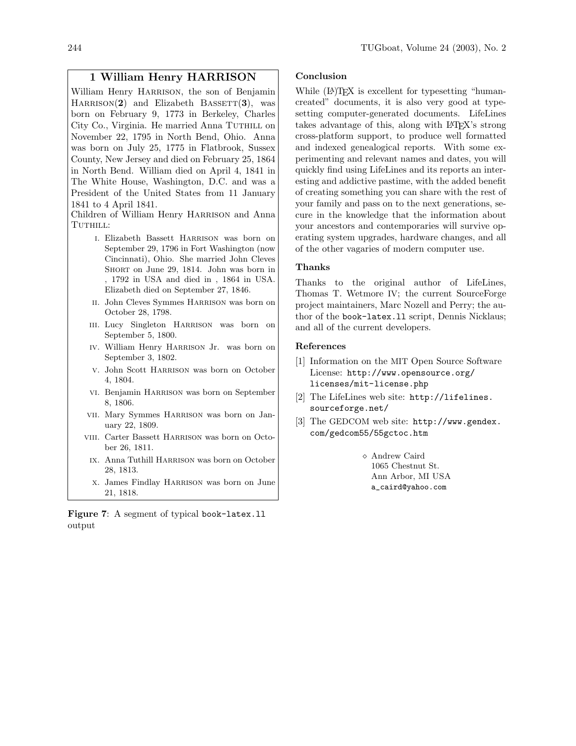### 1 William Henry HARRISON

William Henry Harrison, the son of Benjamin Harrison(**2**) and Elizabeth Bassett(**3**), was born on February 9, 1773 in Berkeley, Charles City Co., Virginia. He married Anna Tuthill on November 22, 1795 in North Bend, Ohio. Anna was born on July 25, 1775 in Flatbrook, Sussex County, New Jersey and died on February 25, 1864 in North Bend. William died on April 4, 1841 in The White House, Washington, D.C. and was a President of the United States from 11 January 1841 to 4 April 1841.

Children of William Henry Harrison and Anna Tuthill:

- i. Elizabeth Bassett Harrison was born on September 29, 1796 in Fort Washington (now Cincinnati), Ohio. She married John Cleves Short on June 29, 1814. John was born in , 1792 in USA and died in , 1864 in USA. Elizabeth died on September 27, 1846.
- ii. John Cleves Symmes Harrison was born on October 28, 1798.
- iii. Lucy Singleton Harrison was born on September 5, 1800.
- iv. William Henry Harrison Jr. was born on September 3, 1802.
- v. John Scott Harrison was born on October 4, 1804.
- vi. Benjamin Harrison was born on September 8, 1806.
- vii. Mary Symmes Harrison was born on January 22, 1809.
- viii. Carter Bassett Harrison was born on October 26, 1811.
- ix. Anna Tuthill Harrison was born on October 28, 1813.
- x. James Findlay Harrison was born on June 21, 1818.

**Figure 7**: A segment of typical `book-latex.ll` output

### Conclusion

While (LA)TEX is excellent for typesetting "human-created" documents, it is also very good at typesetting computer-generated documents. LifeLines takes advantage of this, along with LATEX's strong cross-platform support, to produce well formatted and indexed genealogical reports. With some experimenting and relevant names and dates, you will quickly find using LifeLines and its reports an interesting and addictive pastime, with the added benefit of creating something you can share with the rest of your family and pass on to the next generations, secure in the knowledge that the information about your ancestors and contemporaries will survive operating system upgrades, hardware changes, and all of the other vagaries of modern computer use.

### Thanks

Thanks to the original author of LifeLines, Thomas T. Wetmore IV; the current SourceForge project maintainers, Marc Nozell and Perry; the author of the `book-latex.ll` script, Dennis Nicklaus; and all of the current developers.

### References

[1] Information on the MIT Open Source Software License: `http://www.opensource.org/licenses/mit-license.php`

[2] The LifeLines web site: `http://lifelines.sourceforge.net/`

[3] The GEDCOM web site: `http://www.gendex.com/gedcom55/55gctoc.htm`

◇ Andrew Caird
1065 Chestnut St.
Ann Arbor, MI USA
`a_caird@yahoo.com`